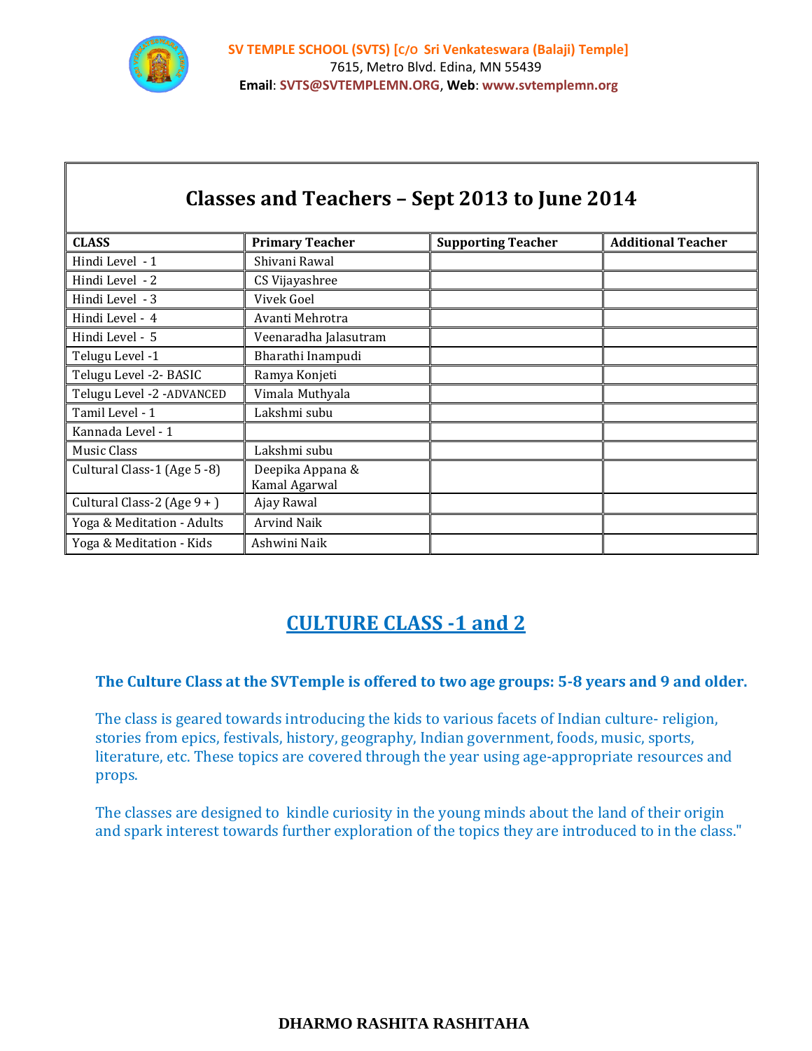**SV TEMPLE SCHOOL (SVTS) [C/O Sri Venkateswara (Balaji) Temple]**
7615, Metro Blvd. Edina, MN 55439
**Email**: SVTS@SVTEMPLEMN.ORG, **Web**: www.svtemplemn.org

## Classes and Teachers – Sept 2013 to June 2014

| CLASS | Primary Teacher | Supporting Teacher | Additional Teacher |
|---|---|---|---|
| Hindi Level - 1 | Shivani Rawal | | |
| Hindi Level - 2 | CS Vijayashree | | |
| Hindi Level - 3 | Vivek Goel | | |
| Hindi Level - 4 | Avanti Mehrotra | | |
| Hindi Level - 5 | Veenaradha Jalasutram | | |
| Telugu Level -1 | Bharathi Inampudi | | |
| Telugu Level -2- BASIC | Ramya Konjeti | | |
| Telugu Level -2 -ADVANCED | Vimala Muthyala | | |
| Tamil Level - 1 | Lakshmi subu | | |
| Kannada Level - 1 | | | |
| Music Class | Lakshmi subu | | |
| Cultural Class-1 (Age 5 -8) | Deepika Appana & Kamal Agarwal | | |
| Cultural Class-2 (Age 9 + ) | Ajay Rawal | | |
| Yoga & Meditation - Adults | Arvind Naik | | |
| Yoga & Meditation - Kids | Ashwini Naik | | |

## CULTURE CLASS -1 and 2

**The Culture Class at the SVTemple is offered to two age groups: 5-8 years and 9 and older.**

The class is geared towards introducing the kids to various facets of Indian culture- religion, stories from epics, festivals, history, geography, Indian government, foods, music, sports, literature, etc. These topics are covered through the year using age-appropriate resources and props.

The classes are designed to kindle curiosity in the young minds about the land of their origin and spark interest towards further exploration of the topics they are introduced to in the class."

**DHARMO RASHITA RASHITAHA**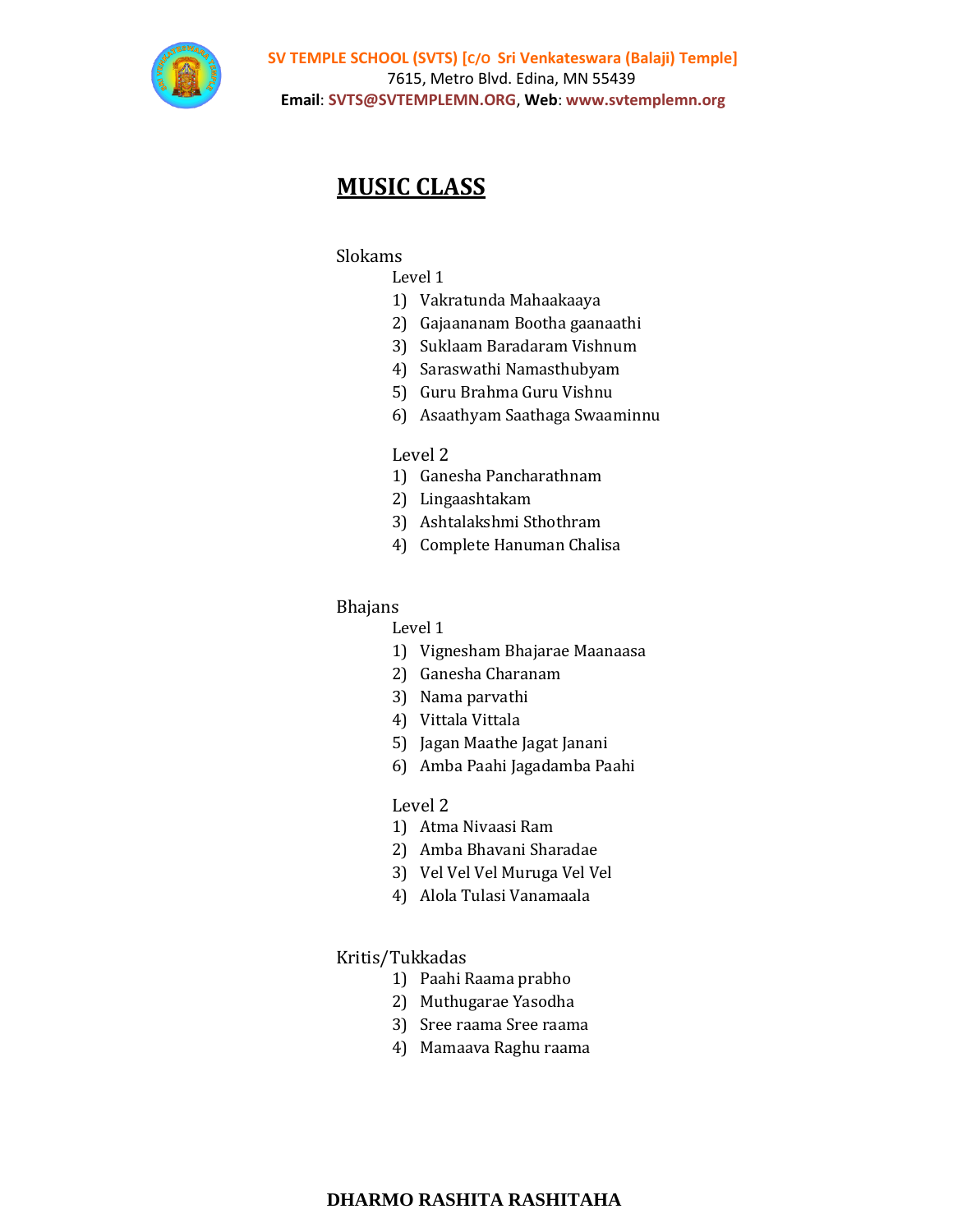# MUSIC CLASS

## Slokams

### Level 1

1) Vakratunda Mahaakaaya
2) Gajaananam Bootha gaanaathi
3) Suklaam Baradaram Vishnum
4) Saraswathi Namasthubyam
5) Guru Brahma Guru Vishnu
6) Asaathyam Saathaga Swaaminnu

### Level 2

1) Ganesha Pancharathnam
2) Lingaashtakam
3) Ashtalakshmi Sthothram
4) Complete Hanuman Chalisa

## Bhajans

### Level 1

1) Vignesham Bhajarae Maanaasa
2) Ganesha Charanam
3) Nama parvathi
4) Vittala Vittala
5) Jagan Maathe Jagat Janani
6) Amba Paahi Jagadamba Paahi

### Level 2

1) Atma Nivaasi Ram
2) Amba Bhavani Sharadae
3) Vel Vel Vel Muruga Vel Vel
4) Alola Tulasi Vanamaala

## Kritis/Tukkadas

1) Paahi Raama prabho
2) Muthugarae Yasodha
3) Sree raama Sree raama
4) Mamaava Raghu raama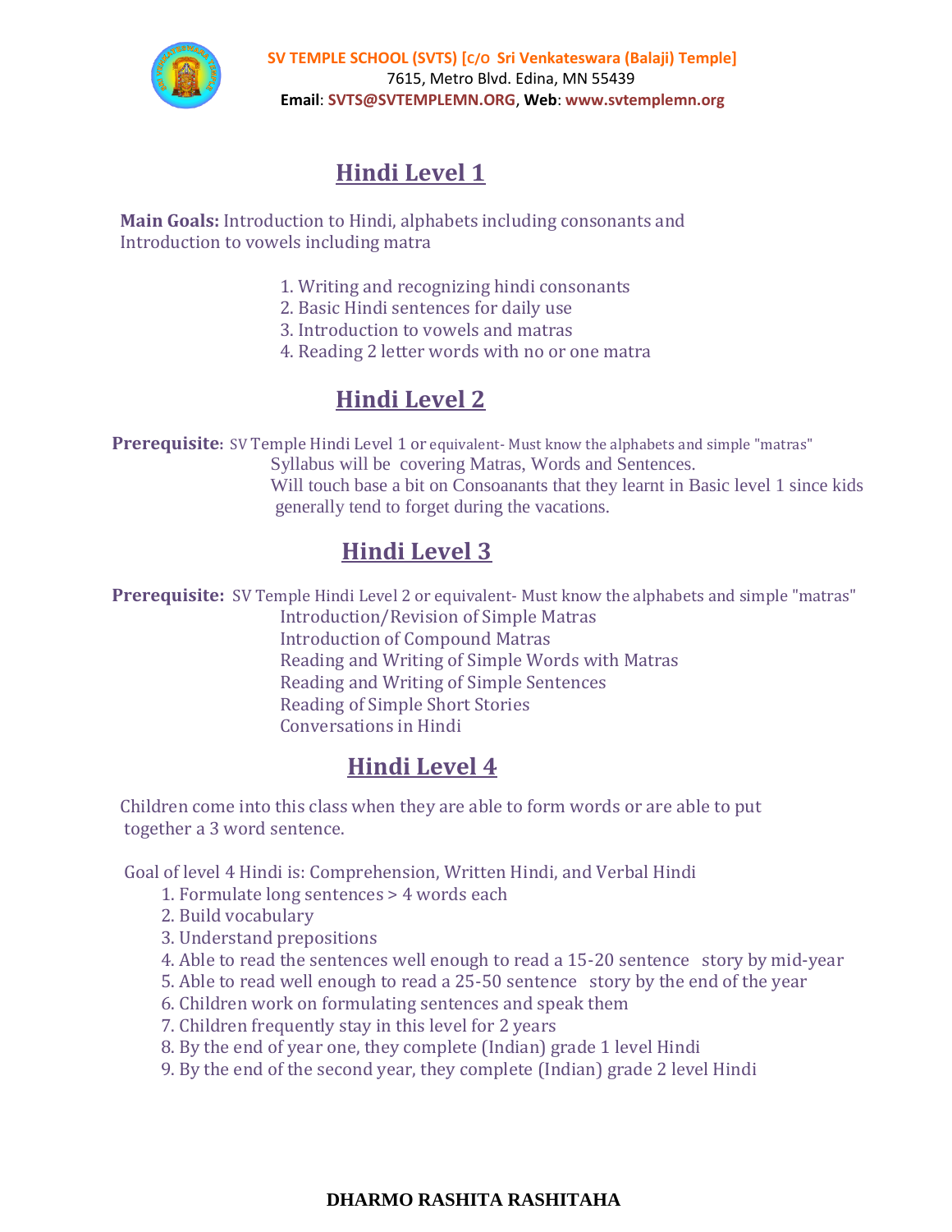# Hindi Level 1

**Main Goals:** Introduction to Hindi, alphabets including consonants and Introduction to vowels including matra

1. Writing and recognizing hindi consonants
2. Basic Hindi sentences for daily use
3. Introduction to vowels and matras
4. Reading 2 letter words with no or one matra

# Hindi Level 2

**Prerequisite:** SV Temple Hindi Level 1 or equivalent- Must know the alphabets and simple "matras"

Syllabus will be covering Matras, Words and Sentences.

Will touch base a bit on Consoanants that they learnt in Basic level 1 since kids generally tend to forget during the vacations.

# Hindi Level 3

**Prerequisite:** SV Temple Hindi Level 2 or equivalent- Must know the alphabets and simple "matras"

Introduction/Revision of Simple Matras
Introduction of Compound Matras
Reading and Writing of Simple Words with Matras
Reading and Writing of Simple Sentences
Reading of Simple Short Stories
Conversations in Hindi

# Hindi Level 4

Children come into this class when they are able to form words or are able to put together a 3 word sentence.

Goal of level 4 Hindi is: Comprehension, Written Hindi, and Verbal Hindi

1. Formulate long sentences > 4 words each
2. Build vocabulary
3. Understand prepositions
4. Able to read the sentences well enough to read a 15-20 sentence story by mid-year
5. Able to read well enough to read a 25-50 sentence story by the end of the year
6. Children work on formulating sentences and speak them
7. Children frequently stay in this level for 2 years
8. By the end of year one, they complete (Indian) grade 1 level Hindi
9. By the end of the second year, they complete (Indian) grade 2 level Hindi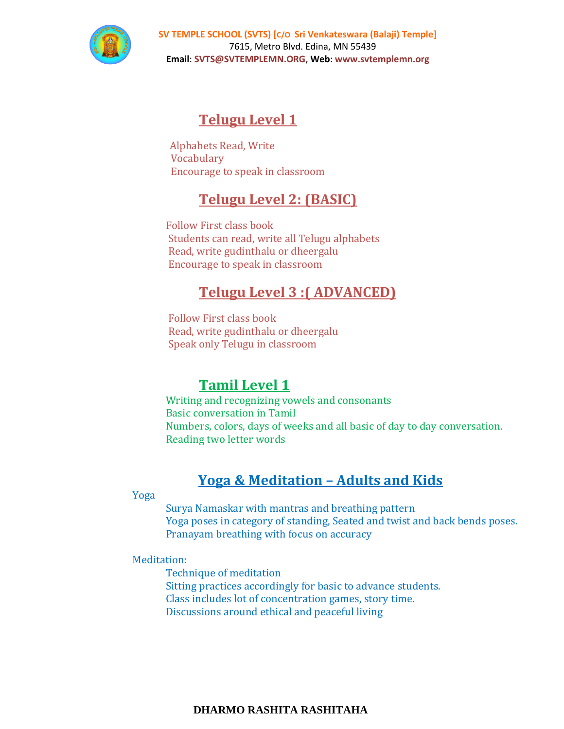## Telugu Level 1

Alphabets Read, Write
Vocabulary
Encourage to speak in classroom

## Telugu Level 2: (BASIC)

Follow First class book
Students can read, write all Telugu alphabets
Read, write gudinthalu or dheergalu
Encourage to speak in classroom

## Telugu Level 3 :( ADVANCED)

Follow First class book
Read, write gudinthalu or dheergalu
Speak only Telugu in classroom

## Tamil Level 1

Writing and recognizing vowels and consonants
Basic conversation in Tamil
Numbers, colors, days of weeks and all basic of day to day conversation.
Reading two letter words

## Yoga & Meditation – Adults and Kids

Yoga

Surya Namaskar with mantras and breathing pattern
Yoga poses in category of standing, Seated and twist and back bends poses.
Pranayam breathing with focus on accuracy

Meditation:

Technique of meditation
Sitting practices accordingly for basic to advance students.
Class includes lot of concentration games, story time.
Discussions around ethical and peaceful living